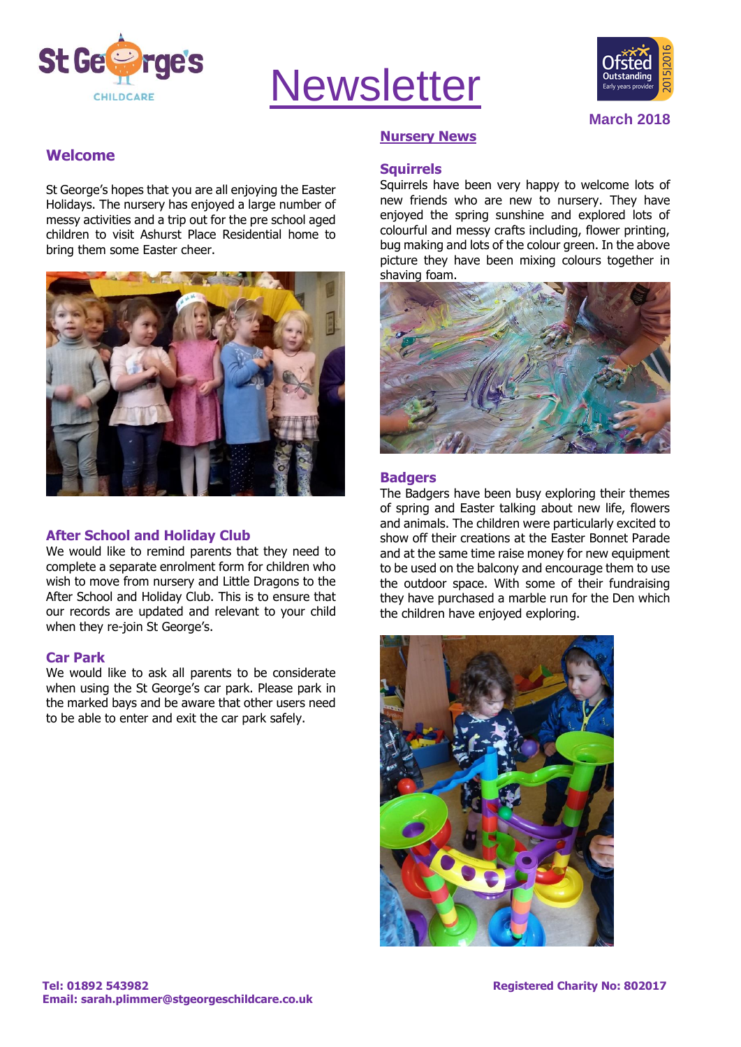# Newsletter

March 2018

## Welcome

St George's hopes that you are all enjoying the Easter Holidays. The nursery has enjoyed a large number of messy activities and a trip out for the pre school aged children to visit Ashurst Place Residential home to bring them some Easter cheer.

## After School and Holiday Club

We would like to remind parents that they need to complete a separate enrolment form for children who wish to move from nursery and Little Dragons to the After School and Holiday Club. This is to ensure that our records are updated and relevant to your child when they re-join St George's.

## Car Park

We would like to ask all parents to be considerate when using the St George's car park. Please park in the marked bays and be aware that other users need to be able to enter and exit the car park safely.

## Nursery News

### Squirrels

Squirrels have been very happy to welcome lots of new friends who are new to nursery. They have enjoyed the spring sunshine and explored lots of colourful and messy crafts including, flower printing, bug making and lots of the colour green. In the above picture they have been mixing colours together in shaving foam.

### Badgers

The Badgers have been busy exploring their themes of spring and Easter talking about new life, flowers and animals. The children were particularly excited to show off their creations at the Easter Bonnet Parade and at the same time raise money for new equipment to be used on the balcony and encourage them to use the outdoor space. With some of their fundraising they have purchased a marble run for the Den which the children have enjoyed exploring.

**Tel: 01892 543982**
**Email: sarah.plimmer@stgeorgeschildcare.co.uk**

**Registered Charity No: 802017**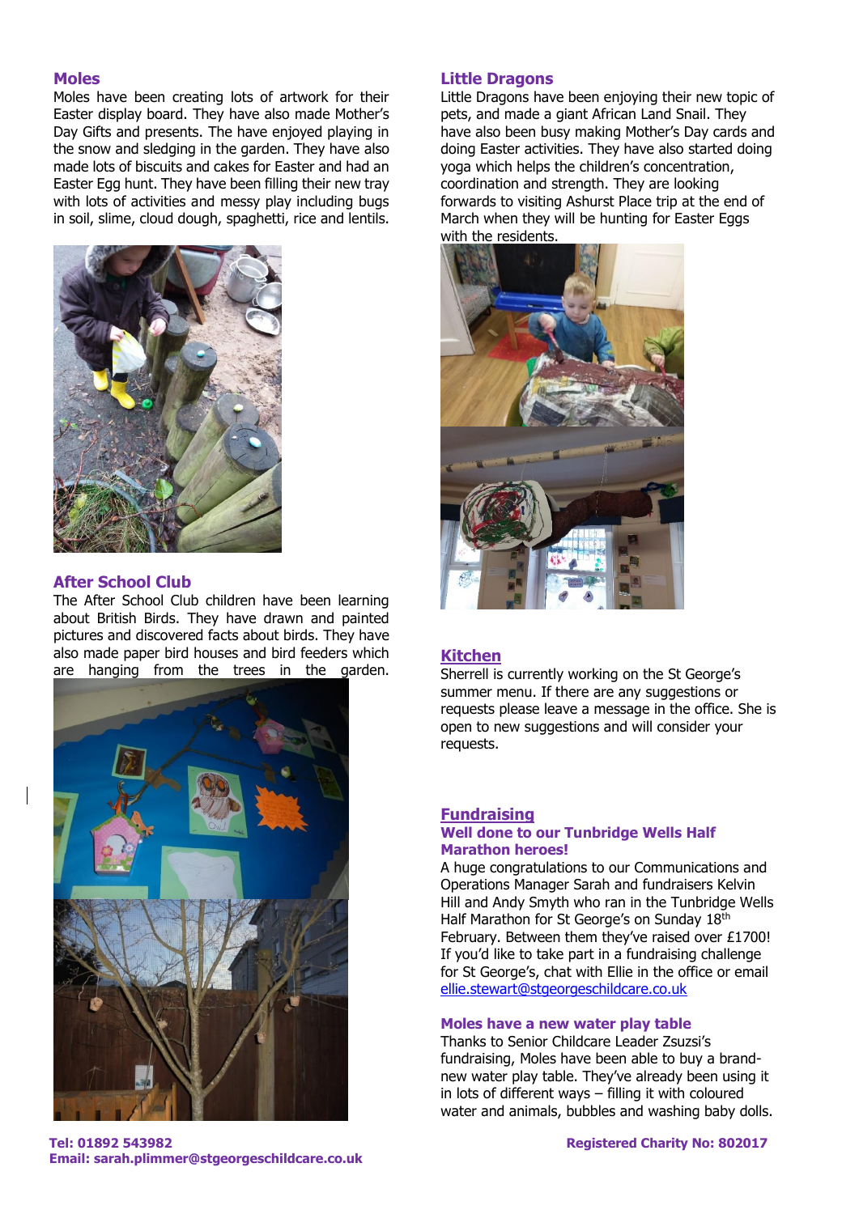## Moles

Moles have been creating lots of artwork for their Easter display board. They have also made Mother's Day Gifts and presents. The have enjoyed playing in the snow and sledging in the garden. They have also made lots of biscuits and cakes for Easter and had an Easter Egg hunt. They have been filling their new tray with lots of activities and messy play including bugs in soil, slime, cloud dough, spaghetti, rice and lentils.

## After School Club

The After School Club children have been learning about British Birds. They have drawn and painted pictures and discovered facts about birds. They have also made paper bird houses and bird feeders which are hanging from the trees in the garden.

## Little Dragons

Little Dragons have been enjoying their new topic of pets, and made a giant African Land Snail. They have also been busy making Mother's Day cards and doing Easter activities. They have also started doing yoga which helps the children's concentration, coordination and strength. They are looking forwards to visiting Ashurst Place trip at the end of March when they will be hunting for Easter Eggs with the residents.

## Kitchen

Sherrell is currently working on the St George's summer menu. If there are any suggestions or requests please leave a message in the office. She is open to new suggestions and will consider your requests.

## Fundraising

### Well done to our Tunbridge Wells Half Marathon heroes!

A huge congratulations to our Communications and Operations Manager Sarah and fundraisers Kelvin Hill and Andy Smyth who ran in the Tunbridge Wells Half Marathon for St George's on Sunday 18th February. Between them they've raised over £1700! If you'd like to take part in a fundraising challenge for St George's, chat with Ellie in the office or email ellie.stewart@stgeorgeschildcare.co.uk

### Moles have a new water play table

Thanks to Senior Childcare Leader Zsuzsi's fundraising, Moles have been able to buy a brand-new water play table. They've already been using it in lots of different ways – filling it with coloured water and animals, bubbles and washing baby dolls.

**Tel: 01892 543982**
**Email: sarah.plimmer@stgeorgeschildcare.co.uk**

**Registered Charity No: 802017**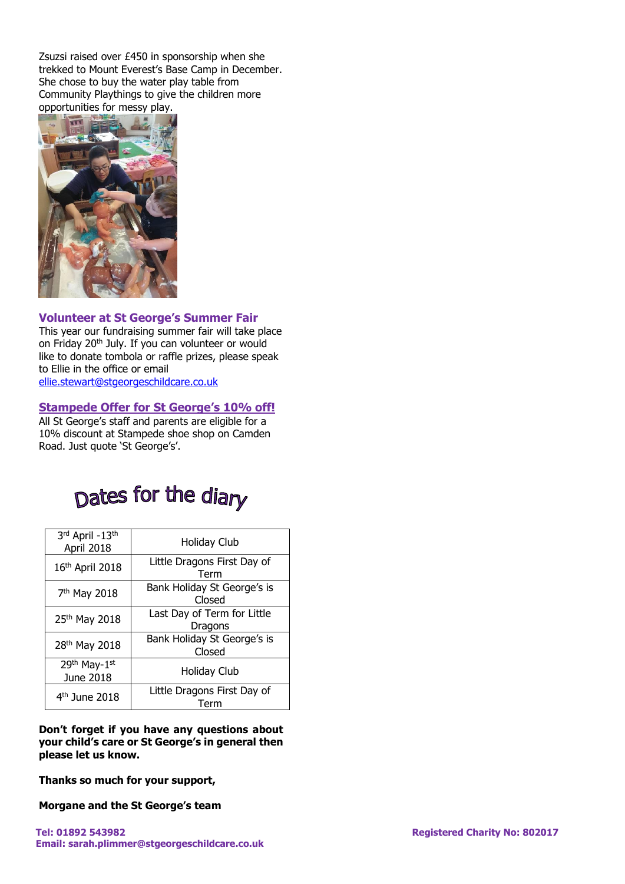Zsuzsi raised over £450 in sponsorship when she trekked to Mount Everest's Base Camp in December. She chose to buy the water play table from Community Playthings to give the children more opportunities for messy play.

### Volunteer at St George's Summer Fair

This year our fundraising summer fair will take place on Friday 20th July. If you can volunteer or would like to donate tombola or raffle prizes, please speak to Ellie in the office or email ellie.stewart@stgeorgeschildcare.co.uk

### Stampede Offer for St George's 10% off!

All St George's staff and parents are eligible for a 10% discount at Stampede shoe shop on Camden Road. Just quote 'St George's'.

## Dates for the diary

| | |
|---|---|
| 3rd April -13th April 2018 | Holiday Club |
| 16th April 2018 | Little Dragons First Day of Term |
| 7th May 2018 | Bank Holiday St George's is Closed |
| 25th May 2018 | Last Day of Term for Little Dragons |
| 28th May 2018 | Bank Holiday St George's is Closed |
| 29th May-1st June 2018 | Holiday Club |
| 4th June 2018 | Little Dragons First Day of Term |

**Don't forget if you have any questions about your child's care or St George's in general then please let us know.**

**Thanks so much for your support,**

**Morgane and the St George's team**

**Tel: 01892 543982**
**Email: sarah.plimmer@stgeorgeschildcare.co.uk**

**Registered Charity No: 802017**